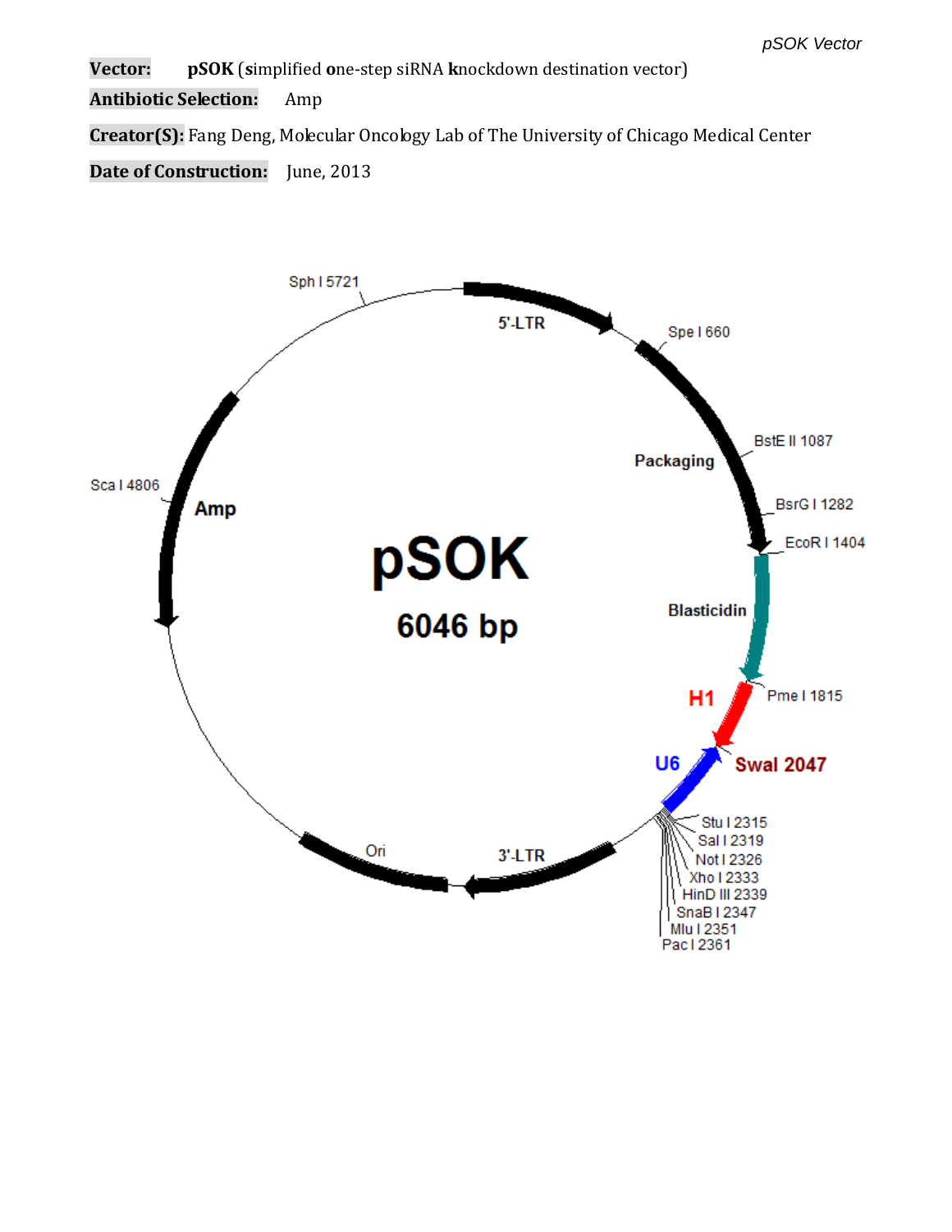**Vector:** **pSOK** (**s**implified **o**ne-step siRNA **k**nockdown destination vector)

**Antibiotic Selection:** Amp

**Creator(S):** Fang Deng, Molecular Oncology Lab of The University of Chicago Medical Center

**Date of Construction:** June, 2013

**pSOK**

**6046 bp**

5'-LTR

Spe I 660

Packaging

BstE II 1087

BsrG I 1282

EcoR I 1404

Blasticidin

Pme I 1815

H1

SwaI 2047

U6

Stu I 2315

Sal I 2319

Not I 2326

Xho I 2333

HinD III 2339

SnaB I 2347

Mlu I 2351

Pac I 2361

3'-LTR

Ori

Amp

Sca I 4806

Sph I 5721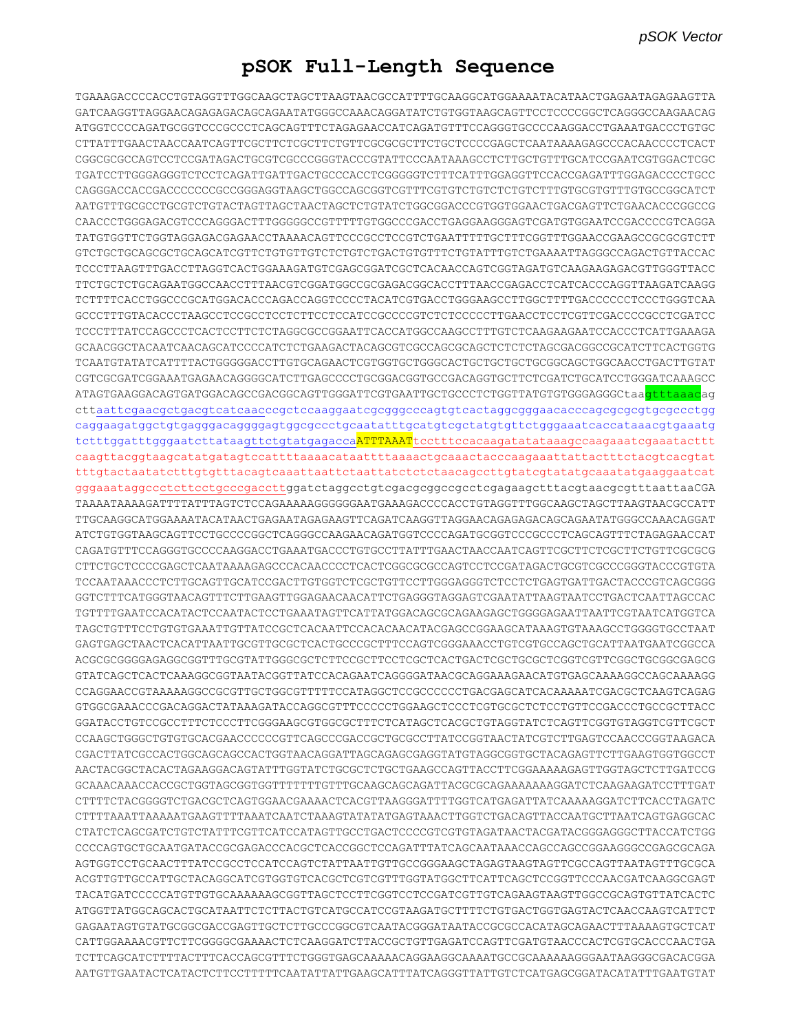# pSOK Full-Length Sequence

```
TGAAAGACCCCACCTGTAGGTTTGGCAAGCTAGCTTAAGTAACGCCATTTTGCAAGGCATGGAAAATACATAACTGAGAATAGAGAAGTTA
GATCAAGGTTAGGAACAGAGAGACAGCAGAATATGGGCCAAACAGGATATCTGTGGTAAGCAGTTCCTCCCCGGCTCAGGGCCAAGAACAG
ATGGTCCCCAGATGCGGTCCCGCCCTCAGCAGTTTCTAGAGAACCATCAGATGTTTCCAGGGTGCCCCAAGGACCTGAAATGACCCTGTGC
CTTATTTGAACTAACCAATCAGTTCGCTTCTCGCTTCTGTTCGCGCGCTTCTGCTCCCCGAGCTCAATAAAAGAGCCCACAACCCCTCACT
CGGCGCGCCAGTCCTCCGATAGACTGCGTCGCCCGGGTACCCGTATTCCCAATAAAGCCTCTTGCTGTTTGCATCCGAATCGTGGACTCGC
TGATCCTTGGGAGGGTCTCCTCAGATTGATTGACTGCCCACCTCGGGGGTCTTTCATTTGGAGGTTCCACCGAGATTTGGAGACCCCTGCC
CAGGGACCACCGACCCCCCCGCCGGGAGGTAAGCTGGCCAGCGGTCGTTTCGTGTCTGTCTCTGTCTTTGTGCGTGTTTGTGCCGGCATCT
AATGTTTGCGCCTGCGTCTGTACTAGTTAGCTAACTAGCTCTGTATCTGGCGGACCCGTGGTGGAACTGACGAGTTCTGAACACCCGGCCG
CAACCCTGGGAGACGTCCCAGGGACTTTGGGGGCCGTTTTTGTGGCCCGACCTGAGGAAGGGAGTCGATGTGGAATCCGACCCCGTCAGGA
TATGTGGTTCTGGTAGGAGACGAGAACCTAAAACAGTTCCCGCCTCCGTCTGAATTTTTGCTTTCGGTTTGGAACCGAAGCCGCGCGTCTT
GTCTGCTGCAGCGCTGCAGCATCGTTCTGTGTTGTCTCTGTCTGACTGTGTTTCTGTATTTGTCTGAAAATTAGGGCCAGACTGTTACCAC
TCCCTTAAGTTTGACCTTAGGTCACTGGAAAGATGTCGAGCGGATCGCTCACAACCAGTCGGTAGATGTCAAGAAGAGACGTTGGGTTACC
TTCTGCTCTGCAGAATGGCCAACCTTTAACGTCGGATGGCCGCGAGACGGCACCTTTAACCGAGACCTCATCACCCAGGTTAAGATCAAGG
TCTTTTCACCTGGCCCGCATGGACACCCAGACCAGGTCCCCTACATCGTGACCTGGGAAGCCTTGGCTTTTGACCCCCCTCCCTGGGTCAA
GCCCTTTGTACACCCTAAGCCTCCGCCTCCTCTTCCTCCATCCGCCCCGTCTCTCCCCCTTGAACCTCCTCGTTCGACCCCGCCTCGATCC
TCCCTTTATCCAGCCCTCACTCCTTCTCTAGGCGCCGGAATTCACCATGGCCAAGCCTTTGTCTCAAGAAGAATCCACCCTCATTGAAAGA
GCAACGGCTACAATCAACAGCATCCCCATCTCTGAAGACTACAGCGTCGCCAGCGCAGCTCTCTCTAGCGACGGCCGCATCTTCACTGGTG
TCAATGTATATCATTTTACTGGGGGACCTTGTGCAGAACTCGTGGTGCTGGGCACTGCTGCTGCTGCGGCAGCTGGCAACCTGACTTGTAT
CGTCGCGATCGGAAATGAGAACAGGGGCATCTTGAGCCCCTGCGGACGGTGCCGACAGGTGCTTCTCGATCTGCATCCTGGGATCAAAGCC
ATAGTGAAGGACAGTGATGGACAGCCGACGGCAGTTGGGATTCGTGAATTGCTGCCCTCTGGTTATGTGTGGGAGGGCtaagtttaaacag
cttaattcgaacgctgacgtcatcaacccgctccaaggaatcgcgggcccagtgtcactaggcgggaacacccagcgcgcgtgcgccctgg
caggaagatggctgtgagggacaggggagtggcgccctgcaatatttgcatgtcgctatgtgttctgggaaatcaccataaacgtgaaatg
tctttggatttgggaatcttataagttctgtatgagaccaATTTAAATtcctttccacaagatatataaagccaagaaatcgaaatacttt
caagttacggtaagcatatgatagtccattttaaaacataattttaaaactgcaaactacccaagaaattattactttctacgtcacgtat
tttgtactaatatctttgtgtttacagtcaaattaattctaattatctctctaacagccttgtatcgtatatgcaaatatgaaggaatcat
gggaaataggccctcttcctgcccgaccttggatctaggcctgtcgacgcggccgcctcgagaagctttacgtaacgcgtttaattaaCGA
TAAAATAAAAGATTTTATTTAGTCTCCAGAAAAAGGGGGGAATGAAAGACCCCACCTGTAGGTTTGGCAAGCTAGCTTAAGTAACGCCATT
TTGCAAGGCATGGAAAATACATAACTGAGAATAGAGAAGTTCAGATCAAGGTTAGGAACAGAGAGACAGCAGAATATGGGCCAAACAGGAT
ATCTGTGGTAAGCAGTTCCTGCCCCGGCTCAGGGCCAAGAACAGATGGTCCCCAGATGCGGTCCCGCCCTCAGCAGTTTCTAGAGAACCAT
CAGATGTTTCCAGGGTGCCCCAAGGACCTGAAATGACCCTGTGCCTTATTTGAACTAACCAATCAGTTCGCTTCTCGCTTCTGTTCGCGCG
CTTCTGCTCCCCGAGCTCAATAAAAGAGCCCACAACCCCTCACTCGGCGCGCCAGTCCTCCGATAGACTGCGTCGCCCGGGTACCCGTGTA
TCCAATAAACCCTCTTGCAGTTGCATCCGACTTGTGGTCTCGCTGTTCCTTGGGAGGGTCTCCTCTGAGTGATTGACTACCCGTCAGCGGG
GGTCTTTCATGGGTAACAGTTTCTTGAAGTTGGAGAACAACATTCTGAGGGTAGGAGTCGAATATTAAGTAATCCTGACTCAATTAGCCAC
TGTTTTGAATCCACATACTCCAATACTCCTGAAATAGTTCATTATGGACAGCGCAGAAGAGCTGGGGAGAATTAATTCGTAATCATGGTCA
TAGCTGTTTCCTGTGTGAAATTGTTATCCGCTCACAATTCCACACAACATACGAGCCGGAAGCATAAAGTGTAAAGCCTGGGGTGCCTAAT
GAGTGAGCTAACTCACATTAATTGCGTTGCGCTCACTGCCCGCTTTCCAGTCGGGAAACCTGTCGTGCCAGCTGCATTAATGAATCGGCCA
ACGCGCGGGGAGAGGCGGTTTGCGTATTGGGCGCTCTTCCGCTTCCTCGCTCACTGACTCGCTGCGCTCGGTCGTTCGGCTGCGGCGAGCG
GTATCAGCTCACTCAAAGGCGGTAATACGGTTATCCACAGAATCAGGGGATAACGCAGGAAAGAACATGTGAGCAAAAGGCCAGCAAAAGG
CCAGGAACCGTAAAAAGGCCGCGTTGCTGGCGTTTTTCCATAGGCTCCGCCCCCCTGACGAGCATCACAAAAATCGACGCTCAAGTCAGAG
GTGGCGAAACCCGACAGGACTATAAAGATACCAGGCGTTTCCCCCTGGAAGCTCCCTCGTGCGCTCTCCTGTTCCGACCCTGCCGCTTACC
GGATACCTGTCCGCCTTTCTCCCTTCGGGAAGCGTGGCGCTTTCTCATAGCTCACGCTGTAGGTATCTCAGTTCGGTGTAGGTCGTTCGCT
CCAAGCTGGGCTGTGTGCACGAACCCCCCGTTCAGCCCGACCGCTGCGCCTTATCCGGTAACTATCGTCTTGAGTCCAACCCGGTAAGACA
CGACTTATCGCCACTGGCAGCAGCCACTGGTAACAGGATTAGCAGAGCGAGGTATGTAGGCGGTGCTACAGAGTTCTTGAAGTGGTGGCCT
AACTACGGCTACACTAGAAGGACAGTATTTGGTATCTGCGCTCTGCTGAAGCCAGTTACCTTCGGAAAAAGAGTTGGTAGCTCTTGATCCG
GCAAACAAACCACCGCTGGTAGCGGTGGTTTTTTTGTTTGCAAGCAGCAGATTACGCGCAGAAAAAAAGGATCTCAAGAAGATCCTTTGAT
CTTTTCTACGGGGTCTGACGCTCAGTGGAACGAAAACTCACGTTAAGGGATTTTGGTCATGAGATTATCAAAAAGGATCTTCACCTAGATC
CTTTTAAATTAAAAATGAAGTTTTAAATCAATCTAAAGTATATATGAGTAAACTTGGTCTGACAGTTACCAATGCTTAATCAGTGAGGCAC
CTATCTCAGCGATCTGTCTATTTCGTTCATCCATAGTTGCCTGACTCCCCGTCGTGTAGATAACTACGATACGGGAGGGCTTACCATCTGG
CCCCAGTGCTGCAATGATACCGCGAGACCCACGCTCACCGGCTCCAGATTTATCAGCAATAAACCAGCCAGCCGGAAGGGCCGAGCGCAGA
AGTGGTCCTGCAACTTTATCCGCCTCCATCCAGTCTATTAATTGTTGCCGGGAAGCTAGAGTAAGTAGTTCGCCAGTTAATAGTTTGCGCA
ACGTTGTTGCCATTGCTACAGGCATCGTGGTGTCACGCTCGTCGTTTGGTATGGCTTCATTCAGCTCCGGTTCCCAACGATCAAGGCGAGT
TACATGATCCCCCATGTTGTGCAAAAAAGCGGTTAGCTCCTTCGGTCCTCCGATCGTTGTCAGAAGTAAGTTGGCCGCAGTGTTATCACTC
ATGGTTATGGCAGCACTGCATAATTCTCTTACTGTCATGCCATCCGTAAGATGCTTTTCTGTGACTGGTGAGTACTCAACCAAGTCATTCT
GAGAATAGTGTATGCGGCGACCGAGTTGCTCTTGCCCGGCGTCAATACGGGATAATACCGCGCCACATAGCAGAACTTTAAAAGTGCTCAT
CATTGGAAAACGTTCTTCGGGGCGAAAACTCTCAAGGATCTTACCGCTGTTGAGATCCAGTTCGATGTAACCCACTCGTGCACCCAACTGA
TCTTCAGCATCTTTTACTTTCACCAGCGTTTCTGGGTGAGCAAAAACAGGAAGGCAAAATGCCGCAAAAAAGGGAATAAGGGCGACACGGA
AATGTTGAATACTCATACTCTTCCTTTTTCAATATTATTGAAGCATTTATCAGGGTTATTGTCTCATGAGCGGATACATATTTGAATGTAT
```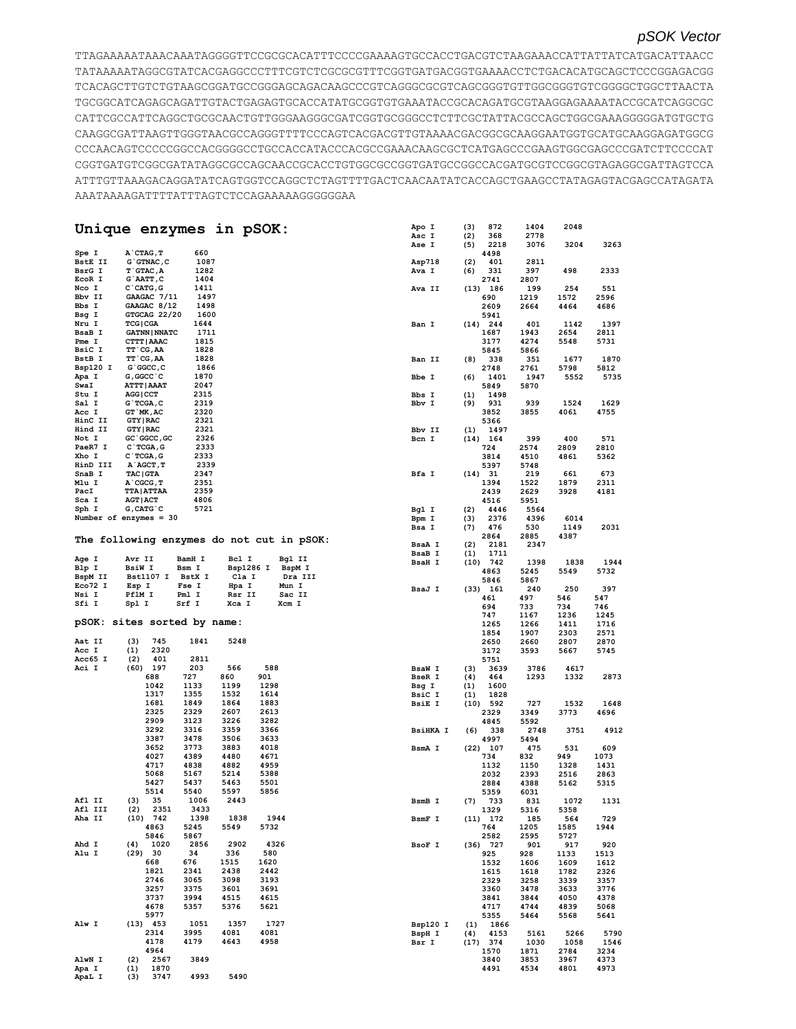pSOK Vector

```
TTAGAAAAATAAACAAATAGGGGTTCCGCGCACATTTCCCCGAAAAGTGCCACCTGACGTCTAAGAAACCATTATTATCATGACATTAACC
TATAAAAATAGGCGTATCACGAGGCCCTTTCGTCTCGCGCGTTTCGGTGATGACGGTGAAAACCTCTGACACATGCAGCTCCCGGAGACGG
TCACAGCTTGTCTGTAAGCGGATGCCGGGAGCAGACAAGCCCGTCAGGGCGCGTCAGCGGGTGTTGGCGGGTGTCGGGGCTGGCTTAACTA
TGCGGCATCAGAGCAGATTGTACTGAGAGTGCACCATATGCGGTGTGAAATACCGCACAGATGCGTAAGGAGAAAATACCGCATCAGGCGC
CATTCGCCATTCAGGCTGCGCAACTGTTGGGAAGGGCGATCGGTGCGGGCCTCTTCGCTATTACGCCAGCTGGCGAAAGGGGGATGTGCTG
CAAGGCGATTAAGTTGGGTAACGCCAGGGTTTTCCCAGTCACGACGTTGTAAAACGACGGCGCAAGGAATGGTGCATGCAAGGAGATGGCG
CCCAACAGTCCCCCGGCCACGGGGCCTGCCACCATACCCACGCCGAAACAAGCGCTCATGAGCCCGAAGTGGCGAGCCCGATCTTCCCCAT
CGGTGATGTCGGCGATATAGGCGCCAGCAACCGCACCTGTGGCGCCGGTGATGCCGGCCACGATGCGTCCGGCGTAGAGGCGATTAGTCCA
ATTTGTTAAAGACAGGATATCAGTGGTCCAGGCTCTAGTTTTGACTCAACAATATCACCAGCTGAAGCCTATAGAGTACGAGCCATAGATA
AAATAAAAGATTTTATTTAGTCTCCAGAAAAAGGGGGGAA
```

## Unique enzymes in pSOK:

| Enzyme | Site | Position |
|---|---|---|
| Spe I | A`CTAG,T | 660 |
| BstE II | G`GTNAC,C | 1087 |
| BsrG I | T`GTAC,A | 1282 |
| EcoR I | G`AATT,C | 1404 |
| Nco I | C`CATG,G | 1411 |
| Bbv II | GAAGAC 7/11 | 1497 |
| Bbs I | GAAGAC 8/12 | 1498 |
| Bsg I | GTGCAG 22/20 | 1600 |
| Nru I | TCG\|CGA | 1644 |
| BsaB I | GATNN\|NNATC | 1711 |
| Pme I | CTTT\|AAAC | 1815 |
| BsiC I | TT`CG,AA | 1828 |
| BstB I | TT`CG,AA | 1828 |
| Bsp120 I | G`GGCC,C | 1866 |
| Apa I | G,GGCC`C | 1870 |
| SwaI | ATTT\|AAAT | 2047 |
| Stu I | AGG\|CCT | 2315 |
| Sal I | G`TCGA,C | 2319 |
| Acc I | GT`MK,AC | 2320 |
| HinC II | GTY\|RAC | 2321 |
| Hind II | GTY\|RAC | 2321 |
| Not I | GC`GGCC,GC | 2326 |
| PaeR7 I | C`TCGA,G | 2333 |
| Xho I | C`TCGA,G | 2333 |
| HinD III | A`AGCT,T | 2339 |
| SnaB I | TAC\|GTA | 2347 |
| Mlu I | A`CGCG,T | 2351 |
| PacI | TTA\|ATTAA | 2359 |
| Sca I | AGT\|ACT | 4806 |
| Sph I | G,CATG`C | 5721 |

Number of enzymes = 30

### The following enzymes do not cut in pSOK:

| | | | | |
|---|---|---|---|---|
| Age I | Avr II | BamH I | Bcl I | Bgl II |
| Blp I | BsiW I | Bsm I | Bsp1286 I | BspM I |
| BspM II | Bst1107 I | BstX I | Cla I | Dra III |
| Eco72 I | Esp I | Fse I | Hpa I | Mun I |
| Nsi I | PflM I | Pml I | Rsr II | Sac II |
| Sfi I | Spl I | Srf I | Xca I | Xcm I |

### pSOK: sites sorted by name:

| Enzyme | (n) | Positions |
|---|---|---|
| Aat II | (3) | 745 1841 5248 |
| Acc I | (1) | 2320 |
| Acc65 I | (2) | 401 2811 |
| Aci I | (60) | 197 203 566 588 688 727 860 901 1042 1133 1199 1298 1317 1355 1532 1614 1681 1849 1864 1883 2325 2329 2607 2613 2909 3123 3226 3282 3292 3316 3359 3366 3387 3478 3506 3633 3652 3773 3883 4018 4027 4389 4480 4671 4717 4838 4882 4959 5068 5167 5214 5388 5427 5437 5463 5501 5514 5540 5597 5856 |
| Afl II | (3) | 35 1006 2443 |
| Afl III | (2) | 2351 3433 |
| Aha II | (10) | 742 1398 1838 1944 4863 5245 5549 5732 5846 5867 |
| Ahd I | (4) | 1020 2856 2902 4326 |
| Alu I | (29) | 30 34 336 580 668 676 1515 1620 1821 2341 2438 2442 2746 3065 3098 3193 3257 3375 3601 3691 3737 3994 4515 4615 4678 5357 5376 5621 5977 |
| Alw I | (13) | 453 1051 1357 1727 2314 3995 4081 4081 4178 4179 4643 4958 4964 |
| AlwN I | (2) | 2567 3849 |
| Apa I | (1) | 1870 |
| ApaL I | (3) | 3747 4993 5490 |
| Apo I | (3) | 872 1404 2048 |
| Asc I | (2) | 368 2778 |
| Ase I | (5) | 2218 3076 3204 3263 4498 |
| Asp718 | (2) | 401 2811 |
| Ava I | (6) | 331 397 498 2333 2741 2807 |
| Ava II | (13) | 186 199 254 551 690 1219 1572 2596 2609 2664 4464 4686 5941 |
| Ban I | (14) | 244 401 1142 1397 1687 1943 2654 2811 3177 4274 5548 5731 5845 5866 |
| Ban II | (8) | 338 351 1677 1870 2748 2761 5798 5812 |
| Bbe I | (6) | 1401 1947 5552 5735 5849 5870 |
| Bbs I | (1) | 1498 |
| Bbv I | (9) | 931 939 1524 1629 3852 3855 4061 4755 5366 |
| Bbv II | (1) | 1497 |
| Bcn I | (14) | 164 399 400 571 724 2574 2809 2810 3814 4510 4861 5362 5397 5748 |
| Bfa I | (14) | 31 219 661 673 1394 1522 1879 2311 2439 2629 3928 4181 4516 5951 |
| Bgl I | (2) | 4446 5564 |
| Bpm I | (3) | 2376 4396 6014 |
| Bsa I | (7) | 476 530 1149 2031 2864 2885 4387 |
| BsaA I | (2) | 2181 2347 |
| BsaB I | (1) | 1711 |
| BsaH I | (10) | 742 1398 1838 1944 4863 5245 5549 5732 5846 5867 |
| BsaJ I | (33) | 161 240 250 397 461 497 546 547 694 733 734 746 747 1167 1236 1245 1265 1266 1411 1716 1854 1907 2303 2571 2650 2660 2807 2870 3172 3593 5667 5745 5751 |
| BsaW I | (3) | 3639 3786 4617 |
| BseR I | (4) | 464 1293 1332 2873 |
| Bsg I | (1) | 1600 |
| BsiC I | (1) | 1828 |
| BsiE I | (10) | 592 727 1532 1648 2329 3349 3773 4696 4845 5592 |
| BsiHKA I | (6) | 338 2748 3751 4912 4997 5494 |
| BsmA I | (22) | 107 475 531 609 734 832 949 1073 1132 1150 1328 1431 2032 2393 2516 2863 2884 4388 5162 5315 5359 6031 |
| BsmB I | (7) | 733 831 1072 1131 1329 5316 5358 |
| BsmF I | (11) | 172 185 564 729 764 1205 1585 1944 2582 2595 5727 |
| BsoF I | (36) | 727 901 917 920 925 928 1133 1513 1532 1606 1609 1612 1615 1618 1782 2326 2329 3258 3339 3357 3360 3478 3633 3776 3841 3844 4050 4378 4717 4744 4839 5068 5355 5464 5568 5641 |
| Bsp120 I | (1) | 1866 |
| BspH I | (4) | 4153 5161 5266 5790 |
| Bsr I | (17) | 374 1030 1058 1546 1570 1871 2784 3234 3840 3853 3967 4373 4491 4534 4801 4973 |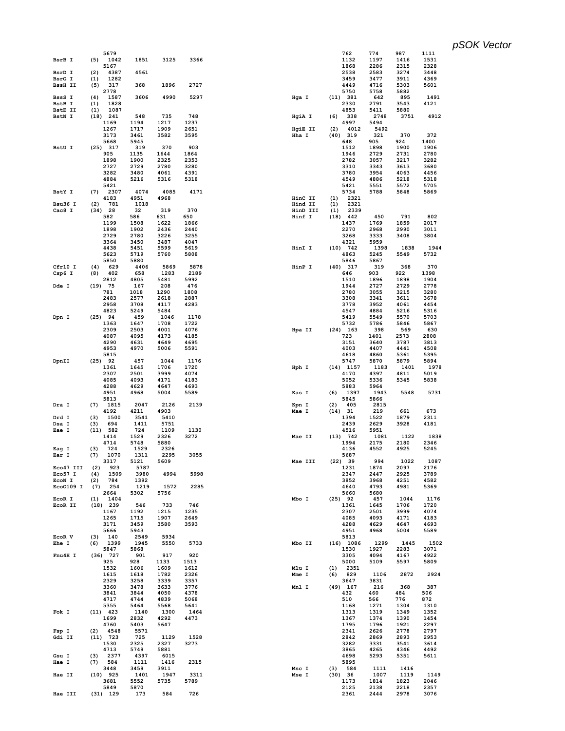*pSOK Vector*

```
                5679
BsrB I      (5)  1042    1851    3125    3366
                 5167
BsrD I      (2)  4387    4561
BsrG I      (1)  1282
BssH II     (5)  317     368     1896    2727
                 2778
BssS I      (4)  1587    3606    4990    5297
BstB I      (1)  1828
BstE II     (1)  1087
BstN I      (18) 241     548     735     748
                 1169    1194    1217    1237
                 1267    1717    1909    2651
                 3173    3461    3582    3595
                 5668    5945
BstU I      (25) 317     319     370     903
                 905     1135    1644    1864
                 1898    1900    2325    2353
                 2727    2729    2780    3280
                 3282    3480    4061    4391
                 4884    5216    5316    5318
                 5421
BstY I      (7)  2307    4074    4085    4171
                 4183    4951    4968
Bsu36 I     (2)  781     1018
Cac8 I      (34) 28      32      319     370
                 582     586     631     650
                 1199    1508    1622    1866
                 1898    1902    2436    2440
                 2729    2780    3226    3255
                 3364    3450    3487    4047
                 4438    5451    5599    5619
                 5623    5719    5760    5808
                 5850    5880
Cfr10 I     (4)  629     4406    5869    5878
Csp6 I      (8)  402     658     1283    2189
                 2812    4805    5481    5992
Dde I       (19) 75      167     208     476
                 781     1018    1290    1808
                 2483    2577    2618    2887
                 2958    3708    4117    4283
                 4823    5249    5484
Dpn I       (25) 94      459     1046    1178
                 1363    1647    1708    1722
                 2309    2503    4001    4076
                 4087    4095    4173    4185
                 4290    4631    4649    4695
                 4953    4970    5006    5591
                 5815
DpnII       (25) 92      457     1044    1176
                 1361    1645    1706    1720
                 2307    2501    3999    4074
                 4085    4093    4171    4183
                 4288    4629    4647    4693
                 4951    4968    5004    5589
                 5813
Dra I       (7)  1815    2047    2126    2139
                 4192    4211    4903
Drd I       (3)  1500    3541    5410
Dsa I       (3)  694     1411    5751
Eae I       (11) 582     724     1109    1130
                 1414    1529    2326    3272
                 4714    5748    5880
Eag I       (3)  724     1529    2326
Ear I       (7)  1070    1311    2295    3055
                 3317    5121    5609
Eco47 III   (2)  923     5787
Eco57 I     (4)  1509    3980    4994    5998
EcoN I      (2)  784     1392
EcoO109 I   (7)  254     1219    1572    2285
                 2664    5302    5756
EcoR I      (1)  1404
EcoR II     (18) 239     546     733     746
                 1167    1192    1215    1235
                 1265    1715    1907    2649
                 3171    3459    3580    3593
                 5666    5943
EcoR V      (3)  140     2549    5934
Ehe I       (6)  1399    1945    5550    5733
                 5847    5868
Fnu4H I     (36) 727     901     917     920
                 925     928     1133    1513
                 1532    1606    1609    1612
                 1615    1618    1782    2326
                 2329    3258    3339    3357
                 3360    3478    3633    3776
                 3841    3844    4050    4378
                 4717    4744    4839    5068
                 5355    5464    5568    5641
Fok I       (11) 423     1140    1300    1464
                 1699    2832    4292    4473
                 4760    5403    5647
Fsp I       (2)  4548    5571
Gdi II      (11) 723     725     1129    1528
                 1530    2325    2327    3273
                 4713    5749    5881
Gsu I       (3)  2377    4397    6015
Hae I       (7)  584     1111    1416    2315
                 3448    3459    3911
Hae II      (10) 925     1401    1947    3311
                 3681    5552    5735    5789
                 5849    5870
Hae III     (31) 129     173     584     726
                 762     774     987     1111
                 1132    1197    1416    1531
                 1868    2286    2315    2328
                 2538    2583    3274    3448
                 3459    3477    3911    4369
                 4449    4716    5303    5601
                 5750    5758    5882
Hga I       (11) 381     642     895     1491
                 2330    2791    3543    4121
                 4853    5411    5880
HgiA I      (6)  338     2748    3751    4912
                 4997    5494
HgiE II     (2)  4012    5492
Hha I       (40) 319     321     370     372
                 648     905     924     1400
                 1512    1898    1900    1906
                 1946    2729    2731    2780
                 2782    3057    3217    3282
                 3310    3343    3613    3680
                 3780    3954    4063    4456
                 4549    4886    5218    5318
                 5421    5551    5572    5705
                 5734    5788    5848    5869
HinC II     (1)  2321
Hind II     (1)  2321
HinD III    (1)  2339
Hinf I      (18) 442     450     791     802
                 1437    1769    1859    2017
                 2270    2968    2990    3011
                 3268    3333    3408    3804
                 4321    5959
HinI I      (10) 742     1398    1838    1944
                 4863    5245    5549    5732
                 5846    5867
HinP I      (40) 317     319     368     370
                 646     903     922     1398
                 1510    1896    1898    1904
                 1944    2727    2729    2778
                 2780    3055    3215    3280
                 3308    3341    3611    3678
                 3778    3952    4061    4454
                 4547    4884    5216    5316
                 5419    5549    5570    5703
                 5732    5786    5846    5867
Hpa II      (24) 163     398     569     630
                 723     1401    2573    2808
                 3151    3640    3787    3813
                 4003    4407    4441    4508
                 4618    4860    5361    5395
                 5747    5870    5879    5894
Hph I       (14) 1157    1183    1401    1978
                 4170    4397    4811    5019
                 5052    5336    5345    5838
                 5883    5964
Kas I       (6)  1397    1943    5548    5731
                 5845    5866
Kpn I       (2)  405     2815
Mae I       (14) 31      219     661     673
                 1394    1522    1879    2311
                 2439    2629    3928    4181
                 4516    5951
Mae II      (13) 742     1081    1122    1838
                 1994    2175    2180    2346
                 4136    4552    4925    5245
                 5687
Mae III     (22) 39      994     1022    1087
                 1231    1874    2097    2176
                 2347    2447    2925    3789
                 3852    3968    4251    4582
                 4640    4793    4981    5369
                 5660    5680
Mbo I       (25) 92      457     1044    1176
                 1361    1645    1706    1720
                 2307    2501    3999    4074
                 4085    4093    4171    4183
                 4288    4629    4647    4693
                 4951    4968    5004    5589
                 5813
Mbo II      (16) 1086    1299    1445    1502
                 1530    1927    2283    3071
                 3305    4094    4167    4922
                 5000    5109    5597    5809
Mlu I       (1)  2351
Mme I       (6)  829     1106    2872    2924
                 3647    3831
Mnl I       (49) 167     216     368     387
                 432     460     484     506
                 510     566     776     872
                 1168    1271    1304    1310
                 1313    1319    1349    1352
                 1367    1374    1390    1454
                 1795    1796    1921    2297
                 2341    2626    2778    2797
                 2842    2869    2893    2953
                 3282    3331    3541    3614
                 3865    4265    4346    4492
                 4698    5293    5351    5611
                 5895
Msc I       (3)  584     1111    1416
Mse I       (30) 36      1007    1119    1149
                 1173    1814    1823    2046
                 2125    2138    2218    2357
                 2361    2444    2978    3076
```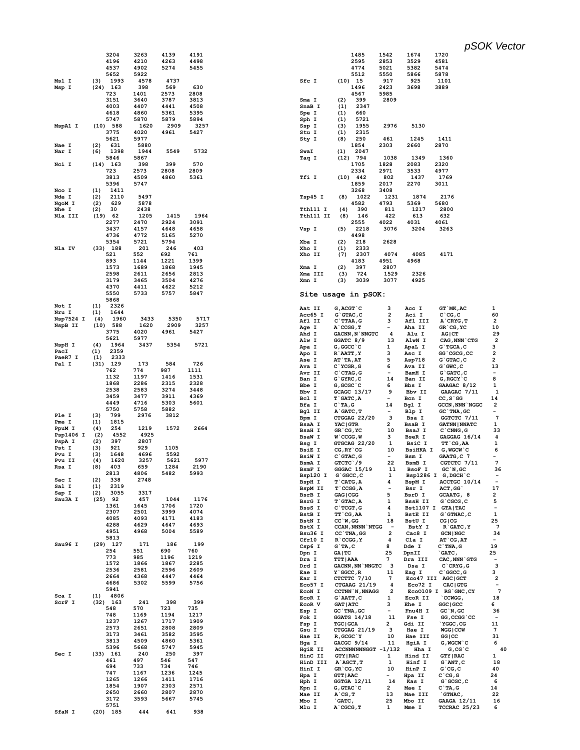# pSOK Vector

```
            3204    3263    4139    4191
            4196    4210    4263    4498
            4537    4902    5274    5455
            5652    5922
Msl I      (3)  1993    4578    4737
Msp I      (24) 163     398     569     630
            723     1401    2573    2808
            3151    3640    3787    3813
            4003    4407    4441    4508
            4618    4860    5361    5395
            5747    5870    5879    5894
MspAl I    (10) 588     1620    2909    3257
            3775    4020    4961    5427
            5621    5977
Nae I      (2)  631     5880
Nar I      (6)  1398    1944    5549    5732
            5846    5867
Nci I      (14) 163     398     399     570
            723     2573    2808    2809
            3813    4509    4860    5361
            5396    5747
Nco I      (1)  1411
Nde I      (2)  2110    5497
NgoM I     (2)  629     5878
Nhe I      (2)  30      2438
Nla III    (19) 62      1205    1415    1964
            2277    2470    2924    3091
            3437    4157    4648    4658
            4736    4772    5165    5270
            5354    5721    5794
Nla IV     (33) 188     201     246     403
            521     552     692     761
            893     1144    1221    1399
            1573    1689    1868    1945
            2598    2611    2656    2813
            3179    3465    3504    4276
            4370    4411    4622    5212
            5550    5733    5757    5847
            5868
Not I      (1)  2326
Nru I      (1)  1644
Nsp7524 I  (4)  1960    3433    5350    5717
NspB II    (10) 588     1620    2909    3257
            3775    4020    4961    5427
            5621    5977
NspH I     (4)  1964    3437    5354    5721
PacI       (1)  2359
PaeR7 I    (1)  2333
Pal I      (31) 129     173     584     726
            762     774     987     1111
            1132    1197    1416    1531
            1868    2286    2315    2328
            2538    2583    3274    3448
            3459    3477    3911    4369
            4449    4716    5303    5601
            5750    5758    5882
Ple I      (3)  799     2976    3812
Pme I      (1)  1815
PpuM I     (4)  254     1219    1572    2664
Psp1406 I  (2)  4552    4925
PspA I     (2)  397     2807
Pst I      (3)  921     929     1105
Pvu I      (3)  1648    4696    5592
Pvu II     (4)  1620    3257    5621    5977
Rsa I      (8)  403     659     1284    2190
            2813    4806    5482    5993
Sac I      (2)  338     2748
Sal I      (1)  2319
Sap I      (2)  3055    3317
Sau3A I    (25) 92      457     1044    1176
            1361    1645    1706    1720
            2307    2501    3999    4074
            4085    4093    4171    4183
            4288    4629    4647    4693
            4951    4968    5004    5589
            5813
Sau96 I    (29) 127     171     186     199
            254     551     690     760
            773     985     1196    1219
            1572    1866    1867    2285
            2536    2581    2596    2609
            2664    4368    4447    4464
            4686    5302    5599    5756
            5941
Sca I      (1)  4806
ScrF I     (32) 163     241     398     399
            548     570     723     735
            748     1169    1194    1217
            1237    1267    1717    1909
            2573    2651    2808    2809
            3173    3461    3582    3595
            3813    4509    4860    5361
            5396    5668    5747    5945
Sec I      (33) 161     240     250     397
            461     497     546     547
            694     733     734     746
            747     1167    1236    1245
            1265    1266    1411    1716
            1854    1907    2303    2571
            2650    2660    2807    2870
            3172    3593    5667    5745
            5751
SfaN I     (20) 185     444     641     938
            1485    1542    1674    1720
            2595    2853    3529    4581
            4774    5021    5382    5474
            5512    5550    5866    5878
Sfc I      (10) 15      917     925     1101
            1496    2423    3698    3889
            4567    5985
Sma I      (2)  399     2809
SnaB I     (1)  2347
Spe I      (1)  660
Sph I      (1)  5721
Ssp I      (3)  1955    2976    5130
Stu I      (1)  2315
Sty I      (8)  250     461     1245    1411
            1854    2303    2660    2870
SwaI       (1)  2047
Taq I      (12) 794     1038    1349    1360
            1705    1828    2083    2320
            2334    2971    3533    4977
Tfi I      (10) 442     802     1437    1769
            1859    2017    2270    3011
            3268    3408
Tsp45 I    (8)  1022    1231    1874    2176
            4582    4793    5369    5680
Tth111 I   (4)  390     811     1217    2800
Tth111 II  (8)  146     422     613     632
            2555    4022    4031    4061
Vsp I      (5)  2218    3076    3204    3263
            4498
Xba I      (2)  218     2628
Xho I      (1)  2333
Xho II     (7)  2307    4074    4085    4171
            4183    4951    4968
Xma I      (2)  397     2807
Xma III    (3)  724     1529    2326
Xmn I      (3)  3039    3077    4925
```

## Site usage in pSOK:

```
Aat II     G,ACGT`C         3     Acc I      GT`MK,AC         1
Acc65 I    G`GTAC,C         2     Aci I      C`CG,C           60
Afl II     C`TTAA,G         3     Afl III    A`CRYG,T         2
Age I      A`CCGG,T         -     Aha II     GR`CG,YC         10
Ahd I      GACNN,N`NNGTC    4     Alu I      AG|CT            29
Alw I      GGATC 8/9        13    AlwN I     CAG,NNN`CTG      2
Apa I      G,GGCC`C         1     ApaL I     G`TGCA,C         3
Apo I      R`AATT,Y         3     Asc I      GG`CGCG,CC       2
Ase I      AT`TA,AT         5     Asp718     G`GTAC,C         2
Ava I      C`YCGR,G         6     Ava II     G`GWC,C          13
Avr II     C`CTAG,G         -     BamH I     G`GATC,C         -
Ban I      G`GYRC,C         14    Ban II     G,RGCY`C         8
Bbe I      G,GCGC`C         6     Bbs I      GAAGAC 8/12      1
Bbv I      GCAGC 13/17      9     Bbv II     GAAGAC 7/11      1
Bcl I      T`GATC,A         -     Bcn I      CC,S`GG          14
Bfa I      C`TA,G           14    Bgl I      GCCN,NNN`NGGC    2
Bgl II     A`GATC,T         -     Blp I      GC`TNA,GC        -
Bpm I      CTGGAG 22/20     3     Bsa I      GGTCTC 7/11      7
BsaA I     YAC|GTR          2     BsaB I     GATNN|NNATC      1
BsaH I     GR`CG,YC         10    BsaJ I     C`CNNG,G         33
BsaW I     W`CCGG,W         3     BseR I     GAGGAG 16/14     4
Bsg I      GTGCAG 22/20     1     BsiC I     TT`CG,AA         1
BsiE I     CG,RY`CG         10    BsiHKA I   G,WGCW`C         6
BsiW I     C`GTAC,G         -     Bsm I      GAATG,C 7        -
BsmA I     GTCTC`/9         22    BsmB I     CGTCTC 7/11      7
BsmF I     GGGAC 15/19      11    BsoF I     GC`N,GC          36
Bsp120 I   G`GGCC,C         1     Bsp1286 I  G,DGCH`C         -
BspH I     T`CATG,A         4     BspM I     ACCTGC 10/14     -
BspM II    T`CCGG,A         -     Bsr I      ACT,GG`          17
BsrB I     GAG|CGG          5     BsrD I     GCAATG, 8        2
BsrG I     T`GTAC,A         1     BssH II    G`CGCG,C         5
BssS I     C`TCGT,G         4     Bst1107 I  GTA|TAC          -
BstB I     TT`CG,AA         1     BstE II    G`GTNAC,C        1
BstN I     CC`W,GG          18    BstU I     CG|CG            25
BstX I     CCAN,NNNN`NTGG   -     BstY I     R`GATC,Y         7
Bsu36 I    CC`TNA,GG        2     Cac8 I     GCN|NGC          34
Cfr10 I    R`CCGG,Y         4     Cla I      AT`CG,AT         -
Csp6 I     G`TA,C           8     Dde I      C`TNA,G          19
Dpn I      GA|TC            25    DpnII      `GATC,           25
Dra I      TTT|AAA          7     Dra III    CAC,NNN`GTG      -
Drd I      GACNN,NN`NNGTC   3     Dsa I      C`CRYG,G         3
Eae I      Y`GGCC,R         11    Eag I      C`GGCC,G         3
Ear I      CTCTTC 7/10      7     Eco47 III  AGC|GCT          2
Eco57 I    CTGAAG 21/19     4     Eco72 I    CAC|GTG          -
EcoN I     CCTNN`N,NNAGG    2     EcoO109 I  RG`GNC,CY        7
EcoR I     G`AATT,C         1     EcoR II    `CCWGG,          18
EcoR V     GAT|ATC          3     Ehe I      GGC|GCC          6
Esp I      GC`TNA,GC        -     Fnu4H I    GC`N,GC          36
Fok I      GGATG 14/18      11    Fse I      GG,CCGG`CC       -
Fsp I      TGC|GCA          2     Gdi II     `YGGC,CG         11
Gsu I      CTGGAG 21/19     3     Hae I      WGG|CCW          7
Hae II     R,GCGC`Y         10    Hae III    GG|CC            31
Hga I      GACGC 9/14       11    HgiA I     G,WGCW`C         6
HgiE II    ACCNNNNNNGGT -1/132    Hha I      G,CG`C           40
HinC II    GTY|RAC          1     Hind II    GTY|RAC          1
HinD III   A`AGCT,T         1     Hinf I     G`ANT,C          18
HinI I     GR`CG,YC         10    HinP I     G`CG,C           40
Hpa I      GTT|AAC          -     Hpa II     C`CG,G           24
Hph I      GGTGA 12/11      14    Kas I      G`GCGC,C         6
Kpn I      G,GTAC`C         2     Mae I      C`TA,G           14
Mae II     A`CG,T           13    Mae III    `GTNAC,          22
Mbo I      `GATC,           25    Mbo II     GAAGA 12/11      16
Mlu I      A`CGCG,T         1     Mme I      TCCRAC 25/23     6
```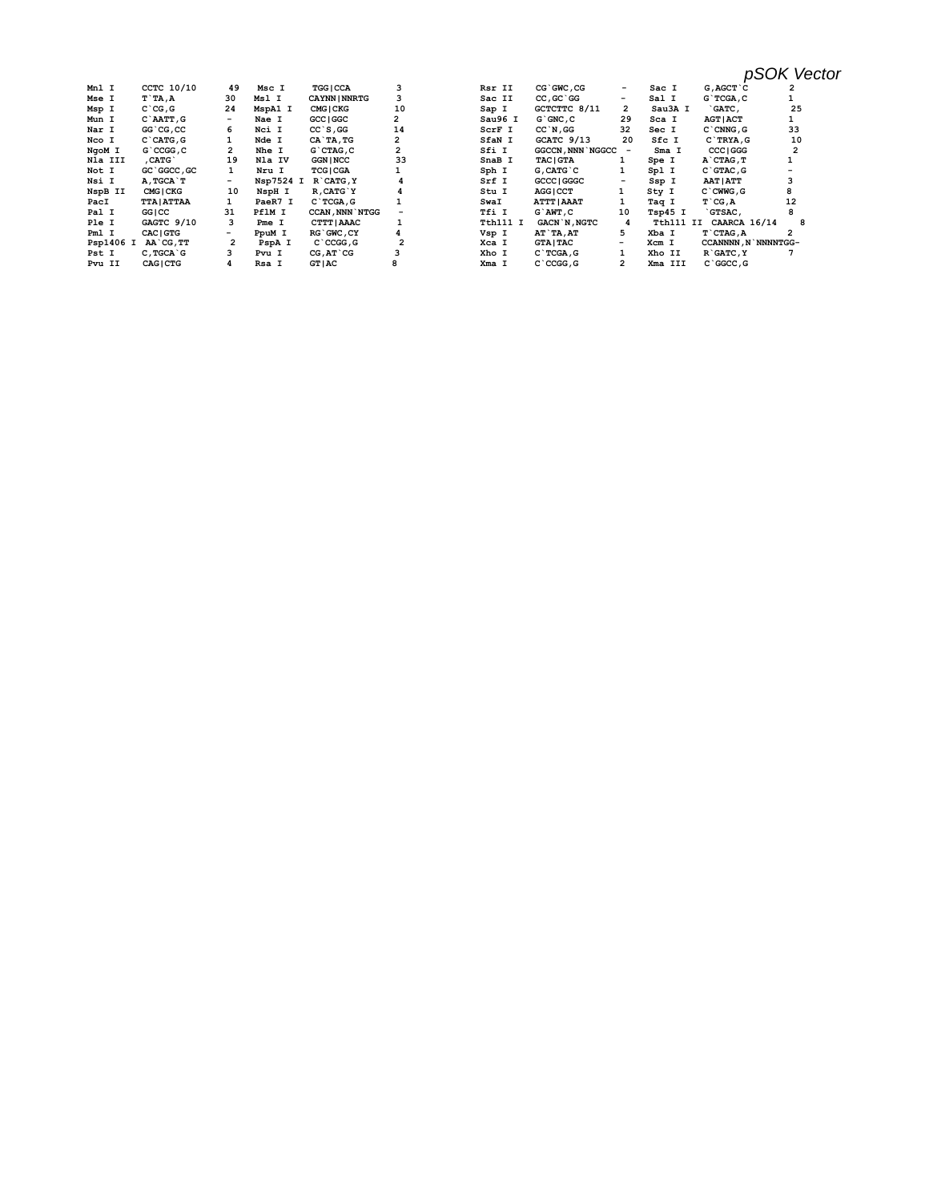*pSOK Vector*

| | | | | | | | | | | | |
|---|---|---|---|---|---|---|---|---|---|---|---|
| Mnl I | CCTC 10/10 | 49 | Msc I | TGG\|CCA | 3 | Rsr II | CG`GWC,CG | - | Sac I | G,AGCT`C | 2 |
| Mse I | T`TA,A | 30 | Msl I | CAYNN\|NNRTG | 3 | Sac II | CC,GC`GG | - | Sal I | G`TCGA,C | 1 |
| Msp I | C`CG,G | 24 | MspA1 I | CMG\|CKG | 10 | Sap I | GCTCTTC 8/11 | 2 | Sau3A I | `GATC, | 25 |
| Mun I | C`AATT,G | - | Nae I | GCC\|GGC | 2 | Sau96 I | G`GNC,C | 29 | Sca I | AGT\|ACT | 1 |
| Nar I | GG`CG,CC | 6 | Nci I | CC`S,GG | 14 | ScrF I | CC`N,GG | 32 | Sec I | C`CNNG,G | 33 |
| Nco I | C`CATG,G | 1 | Nde I | CA`TA,TG | 2 | SfaN I | GCATC 9/13 | 20 | Sfc I | C`TRYA,G | 10 |
| NgoM I | G`CCGG,C | 2 | Nhe I | G`CTAG,C | 2 | Sfi I | GGCCN,NNN`NGGCC | - | Sma I | CCC\|GGG | 2 |
| Nla III | ,CATG` | 19 | Nla IV | GGN\|NCC | 33 | SnaB I | TAC\|GTA | 1 | Spe I | A`CTAG,T | 1 |
| Not I | GC`GGCC,GC | 1 | Nru I | TCG\|CGA | 1 | Sph I | G,CATG`C | 1 | Spl I | C`GTAC,G | - |
| Nsi I | A,TGCA`T | - | Nsp7524 I | R`CATG,Y | 4 | Srf I | GCCC\|GGGC | - | Ssp I | AAT\|ATT | 3 |
| NspB II | CMG\|CKG | 10 | NspH I | R,CATG`Y | 4 | Stu I | AGG\|CCT | 1 | Sty I | C`CWWG,G | 8 |
| PacI | TTA\|ATTAA | 1 | PaeR7 I | C`TCGA,G | 1 | SwaI | ATTT\|AAAT | 1 | Taq I | T`CG,A | 12 |
| Pal I | GG\|CC | 31 | PflM I | CCAN,NNN`NTGG | - | Tfi I | G`AWT,C | 10 | Tsp45 I | `GTSAC, | 8 |
| Ple I | GAGTC 9/10 | 3 | Pme I | CTTT\|AAAC | 1 | Tth111 I | GACN`N,NGTC | 4 | Tth111 II | CAARCA 16/14 | 8 |
| Pml I | CAC\|GTG | - | PpuM I | RG`GWC,CY | 4 | Vsp I | AT`TA,AT | 5 | Xba I | T`CTAG,A | 2 |
| Psp1406 I | AA`CG,TT | 2 | PspA I | C`CCGG,G | 2 | Xca I | GTA\|TAC | - | Xcm I | CCANNNN,N`NNNNTGG- | |
| Pst I | C,TGCA`G | 3 | Pvu I | CG,AT`CG | 3 | Xho I | C`TCGA,G | 1 | Xho II | R`GATC,Y | 7 |
| Pvu II | CAG\|CTG | 4 | Rsa I | GT\|AC | 8 | Xma I | C`CCGG,G | 2 | Xma III | C`GGCC,G | |